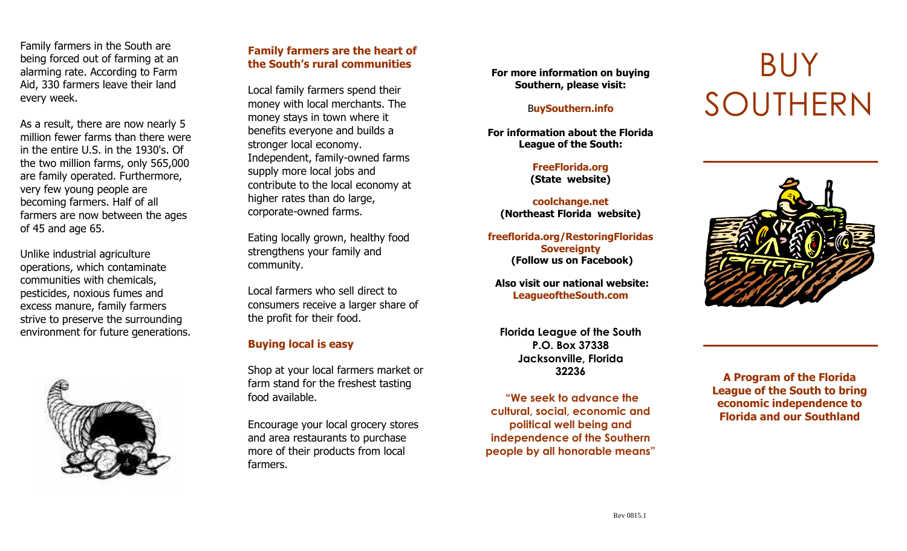Family farmers in the South are being forced out of farming at an alarming rate. According to Farm Aid, 330 farmers leave their land every week.

As a result, there are now nearly 5 million fewer farms than there were in the entire U.S. in the 1930's. Of the two million farms, only 565,000 are family operated. Furthermore, very few young people are becoming farmers. Half of all farmers are now between the ages of 45 and age 65.

Unlike industrial agriculture operations, which contaminate communities with chemicals, pesticides, noxious fumes and excess manure, family farmers strive to preserve the surrounding environment for future generations.

## Family farmers are the heart of the South's rural communities

Local family farmers spend their money with local merchants. The money stays in town where it benefits everyone and builds a stronger local economy. Independent, family-owned farms supply more local jobs and contribute to the local economy at higher rates than do large, corporate-owned farms.

Eating locally grown, healthy food strengthens your family and community.

Local farmers who sell direct to consumers receive a larger share of the profit for their food.

## Buying local is easy

Shop at your local farmers market or farm stand for the freshest tasting food available.

Encourage your local grocery stores and area restaurants to purchase more of their products from local farmers.

**For more information on buying Southern, please visit:**

**BuySouthern.info**

**For information about the Florida League of the South:**

**FreeFlorida.org**
**(State website)**

**coolchange.net**
**(Northeast Florida website)**

**freeflorida.org/RestoringFloridas Sovereignty**
**(Follow us on Facebook)**

**Also visit our national website:**
**LeagueoftheSouth.com**

**Florida League of the South**
**P.O. Box 37338**
**Jacksonville, Florida**
**32236**

**"We seek to advance the cultural, social, economic and political well being and independence of the Southern people by all honorable means"**

# BUY SOUTHERN

**A Program of the Florida League of the South to bring economic independence to Florida and our Southland**

Rev 0815.1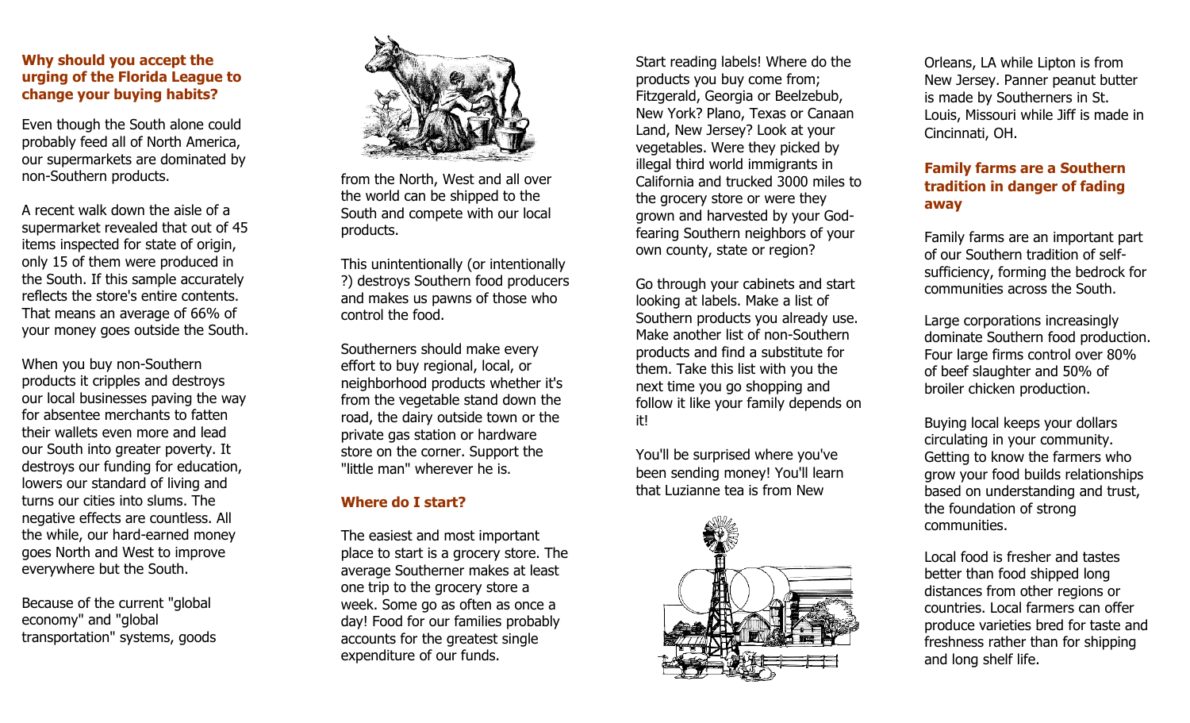### Why should you accept the urging of the Florida League to change your buying habits?

Even though the South alone could probably feed all of North America, our supermarkets are dominated by non-Southern products.

A recent walk down the aisle of a supermarket revealed that out of 45 items inspected for state of origin, only 15 of them were produced in the South. If this sample accurately reflects the store's entire contents. That means an average of 66% of your money goes outside the South.

When you buy non-Southern products it cripples and destroys our local businesses paving the way for absentee merchants to fatten their wallets even more and lead our South into greater poverty. It destroys our funding for education, lowers our standard of living and turns our cities into slums. The negative effects are countless. All the while, our hard-earned money goes North and West to improve everywhere but the South.

Because of the current "global economy" and "global transportation" systems, goods from the North, West and all over the world can be shipped to the South and compete with our local products.

This unintentionally (or intentionally ?) destroys Southern food producers and makes us pawns of those who control the food.

Southerners should make every effort to buy regional, local, or neighborhood products whether it's from the vegetable stand down the road, the dairy outside town or the private gas station or hardware store on the corner. Support the "little man" wherever he is.

### Where do I start?

The easiest and most important place to start is a grocery store. The average Southerner makes at least one trip to the grocery store a week. Some go as often as once a day! Food for our families probably accounts for the greatest single expenditure of our funds.

Start reading labels! Where do the products you buy come from; Fitzgerald, Georgia or Beelzebub, New York? Plano, Texas or Canaan Land, New Jersey? Look at your vegetables. Were they picked by illegal third world immigrants in California and trucked 3000 miles to the grocery store or were they grown and harvested by your God-fearing Southern neighbors of your own county, state or region?

Go through your cabinets and start looking at labels. Make a list of Southern products you already use. Make another list of non-Southern products and find a substitute for them. Take this list with you the next time you go shopping and follow it like your family depends on it!

You'll be surprised where you've been sending money! You'll learn that Luzianne tea is from New Orleans, LA while Lipton is from New Jersey. Panner peanut butter is made by Southerners in St. Louis, Missouri while Jiff is made in Cincinnati, OH.

### Family farms are a Southern tradition in danger of fading away

Family farms are an important part of our Southern tradition of self-sufficiency, forming the bedrock for communities across the South.

Large corporations increasingly dominate Southern food production. Four large firms control over 80% of beef slaughter and 50% of broiler chicken production.

Buying local keeps your dollars circulating in your community. Getting to know the farmers who grow your food builds relationships based on understanding and trust, the foundation of strong communities.

Local food is fresher and tastes better than food shipped long distances from other regions or countries. Local farmers can offer produce varieties bred for taste and freshness rather than for shipping and long shelf life.